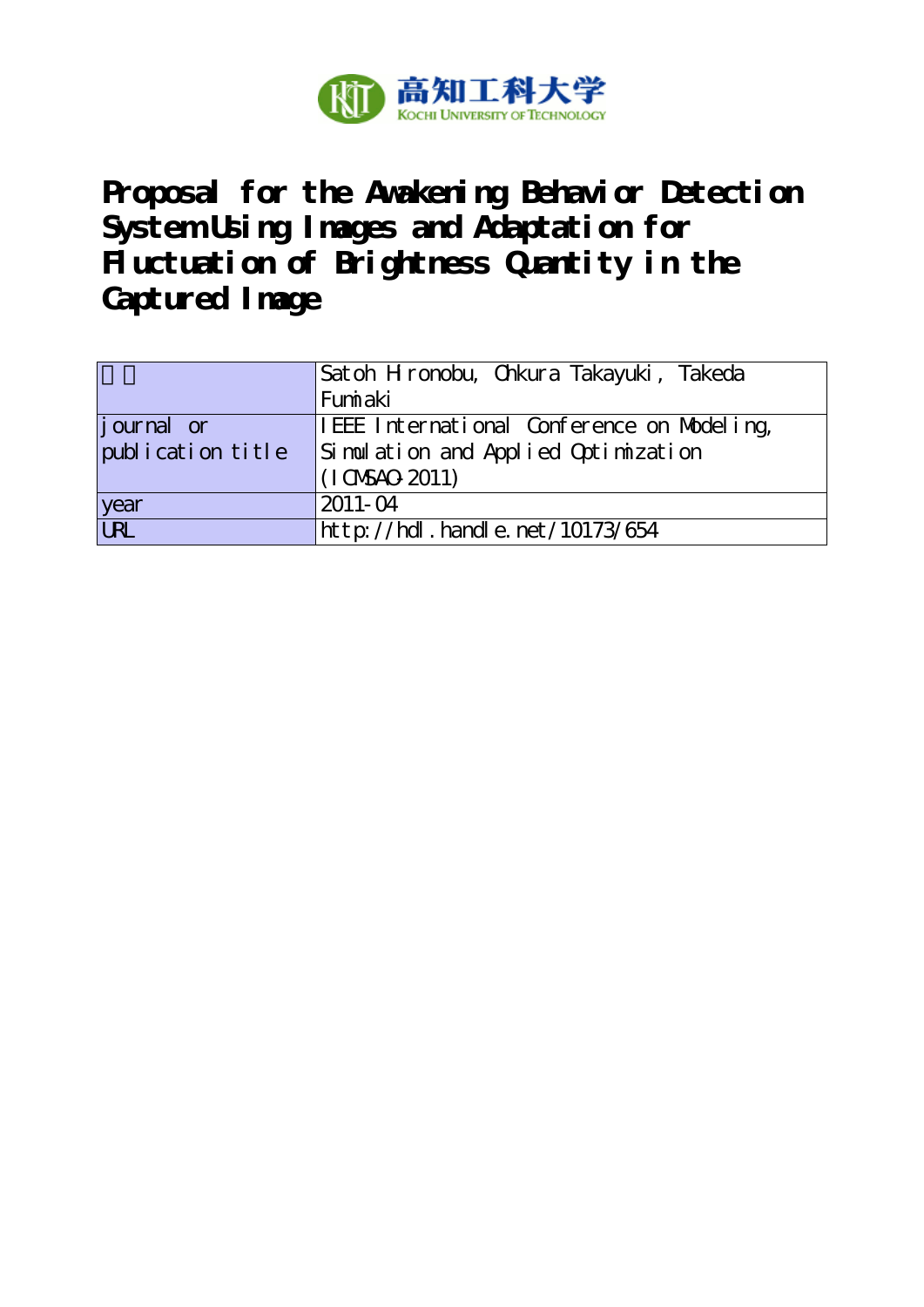高知工科大学
KOCHI UNIVERSITY OF TECHNOLOGY

# Proposal for the Awakening Behavior Detection System Using Images and Adaptation for Fluctuation of Brightness Quantity in the Captured Image

| 著者 | Satoh Hironobu, Ohkura Takayuki, Takeda Fumiaki |
|---|---|
| journal or publication title | IEEE International Conference on Modeling, Simulation and Applied Optimization (ICMSAO-2011) |
| year | 2011-04 |
| URL | http://hdl.handle.net/10173/654 |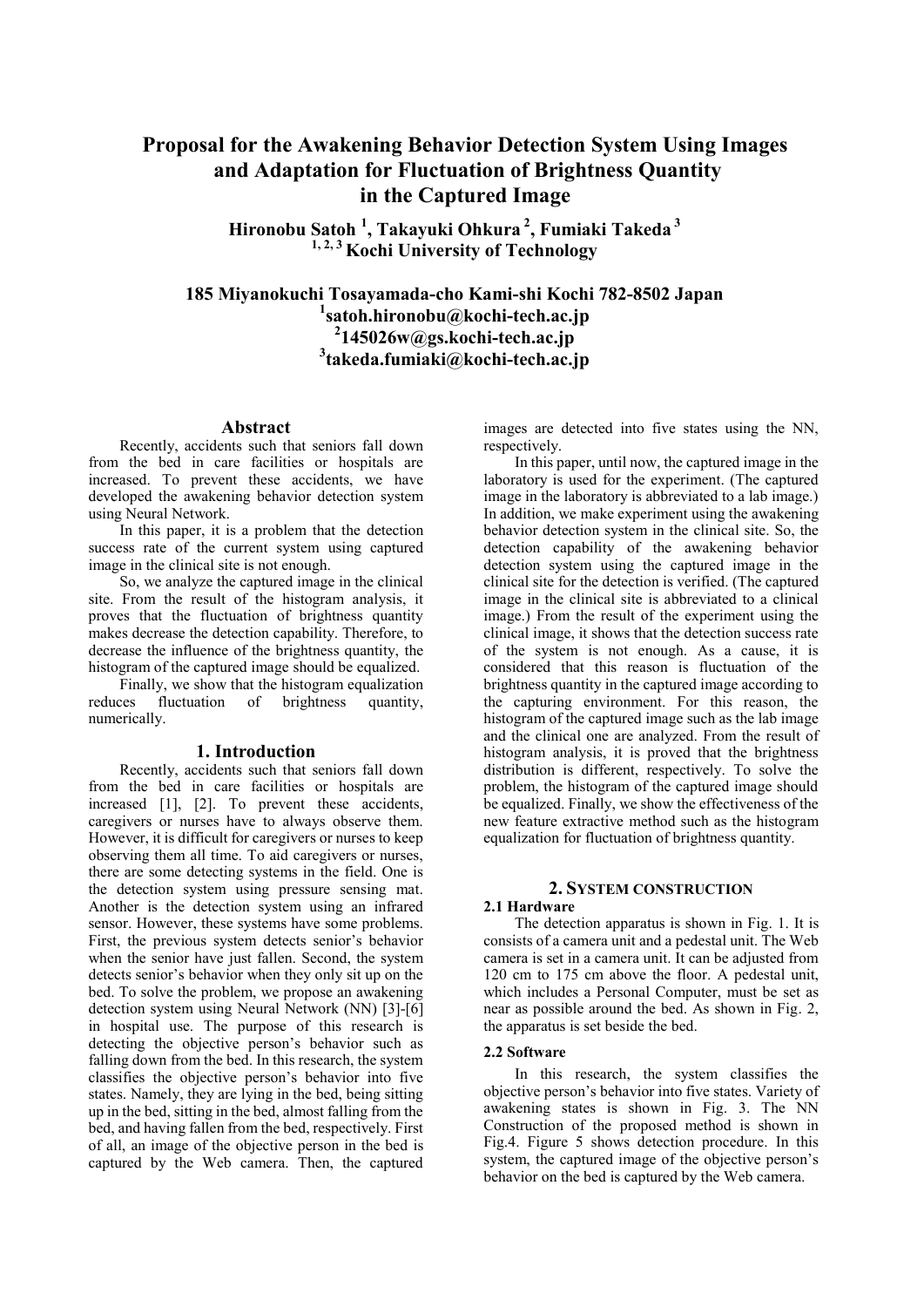# Proposal for the Awakening Behavior Detection System Using Images and Adaptation for Fluctuation of Brightness Quantity in the Captured Image

**Hironobu Satoh [1], Takayuki Ohkura [2], Fumiaki Takeda [3]**
**[1, 2, 3] Kochi University of Technology**

**185 Miyanokuchi Tosayamada-cho Kami-shi Kochi 782-8502 Japan**
**[1]satoh.hironobu@kochi-tech.ac.jp**
**[2]145026w@gs.kochi-tech.ac.jp**
**[3]takeda.fumiaki@kochi-tech.ac.jp**

## Abstract

Recently, accidents such that seniors fall down from the bed in care facilities or hospitals are increased. To prevent these accidents, we have developed the awakening behavior detection system using Neural Network.

In this paper, it is a problem that the detection success rate of the current system using captured image in the clinical site is not enough.

So, we analyze the captured image in the clinical site. From the result of the histogram analysis, it proves that the fluctuation of brightness quantity makes decrease the detection capability. Therefore, to decrease the influence of the brightness quantity, the histogram of the captured image should be equalized.

Finally, we show that the histogram equalization reduces fluctuation of brightness quantity, numerically.

## 1. Introduction

Recently, accidents such that seniors fall down from the bed in care facilities or hospitals are increased [1], [2]. To prevent these accidents, caregivers or nurses have to always observe them. However, it is difficult for caregivers or nurses to keep observing them all time. To aid caregivers or nurses, there are some detecting systems in the field. One is the detection system using pressure sensing mat. Another is the detection system using an infrared sensor. However, these systems have some problems. First, the previous system detects senior's behavior when the senior have just fallen. Second, the system detects senior's behavior when they only sit up on the bed. To solve the problem, we propose an awakening detection system using Neural Network (NN) [3]-[6] in hospital use. The purpose of this research is detecting the objective person's behavior such as falling down from the bed. In this research, the system classifies the objective person's behavior into five states. Namely, they are lying in the bed, being sitting up in the bed, sitting in the bed, almost falling from the bed, and having fallen from the bed, respectively. First of all, an image of the objective person in the bed is captured by the Web camera. Then, the captured images are detected into five states using the NN, respectively.

In this paper, until now, the captured image in the laboratory is used for the experiment. (The captured image in the laboratory is abbreviated to a lab image.) In addition, we make experiment using the awakening behavior detection system in the clinical site. So, the detection capability of the awakening behavior detection system using the captured image in the clinical site for the detection is verified. (The captured image in the clinical site is abbreviated to a clinical image.) From the result of the experiment using the clinical image, it shows that the detection success rate of the system is not enough. As a cause, it is considered that this reason is fluctuation of the brightness quantity in the captured image according to the capturing environment. For this reason, the histogram of the captured image such as the lab image and the clinical one are analyzed. From the result of histogram analysis, it is proved that the brightness distribution is different, respectively. To solve the problem, the histogram of the captured image should be equalized. Finally, we show the effectiveness of the new feature extractive method such as the histogram equalization for fluctuation of brightness quantity.

## 2. System construction

### 2.1 Hardware

The detection apparatus is shown in Fig. 1. It is consists of a camera unit and a pedestal unit. The Web camera is set in a camera unit. It can be adjusted from 120 cm to 175 cm above the floor. A pedestal unit, which includes a Personal Computer, must be set as near as possible around the bed. As shown in Fig. 2, the apparatus is set beside the bed.

### 2.2 Software

In this research, the system classifies the objective person's behavior into five states. Variety of awakening states is shown in Fig. 3. The NN Construction of the proposed method is shown in Fig.4. Figure 5 shows detection procedure. In this system, the captured image of the objective person's behavior on the bed is captured by the Web camera.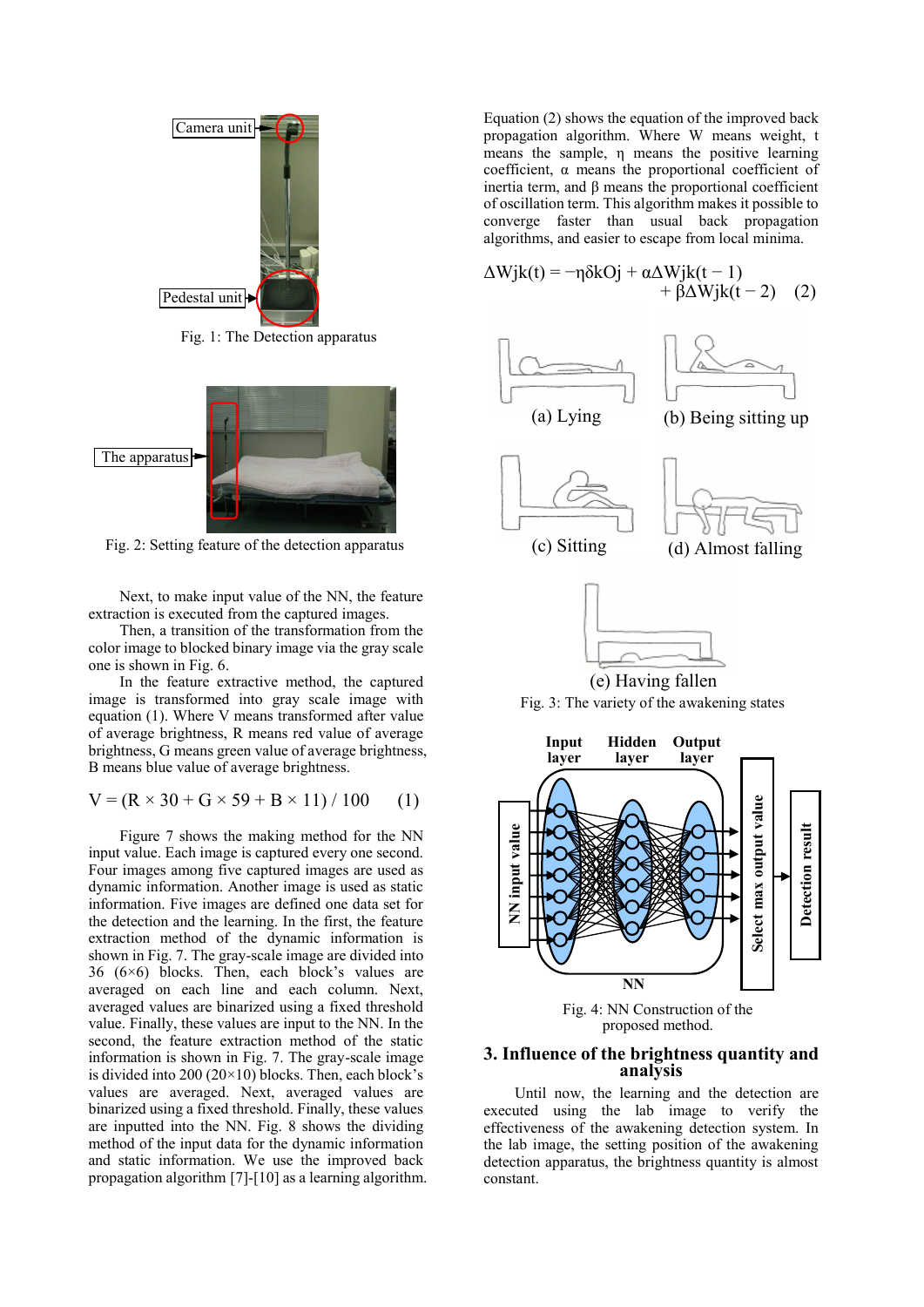Fig. 1: The Detection apparatus

Fig. 2: Setting feature of the detection apparatus

Next, to make input value of the NN, the feature extraction is executed from the captured images.

Then, a transition of the transformation from the color image to blocked binary image via the gray scale one is shown in Fig. 6.

In the feature extractive method, the captured image is transformed into gray scale image with equation (1). Where V means transformed after value of average brightness, R means red value of average brightness, G means green value of average brightness, B means blue value of average brightness.

$$V = (R \times 30 + G \times 59 + B \times 11) / 100 \qquad (1)$$

Figure 7 shows the making method for the NN input value. Each image is captured every one second. Four images among five captured images are used as dynamic information. Another image is used as static information. Five images are defined one data set for the detection and the learning. In the first, the feature extraction method of the dynamic information is shown in Fig. 7. The gray-scale image was divided into 36 (6×6) blocks. Then, each block's values are averaged on each line and each column. Next, averaged values are binarized using a fixed threshold value. Finally, these values are input to the NN. In the second, the feature extraction method of the static information is shown in Fig. 7. The gray-scale image is divided into 200 (20×10) blocks. Then, each block's values are averaged. Next, averaged values are binarized using a fixed threshold. Finally, these values are inputted into the NN. Fig. 8 shows the dividing method of the input data for the dynamic information and static information. We use the improved back propagation algorithm [7]-[10] as a learning algorithm.

Equation (2) shows the equation of the improved back propagation algorithm. Where W means weight, t means the sample, η means the positive learning coefficient, α means the proportional coefficient of inertia term, and β means the proportional coefficient of oscillation term. This algorithm makes it possible to converge faster than usual back propagation algorithms, and easier to escape from local minima.

$$\Delta W_{jk}(t) = -\eta \delta_k O_j + \alpha \Delta W_{jk}(t-1) + \beta \Delta W_{jk}(t-2) \qquad (2)$$

(a) Lying (b) Being sitting up (c) Sitting (d) Almost falling (e) Having fallen

Fig. 3: The variety of the awakening states

Fig. 4: NN Construction of the proposed method.

## 3. Influence of the brightness quantity and analysis

Until now, the learning and the detection are executed using the lab image to verify the effectiveness of the awakening detection system. In the lab image, the setting position of the awakening detection apparatus, the brightness quantity is almost constant.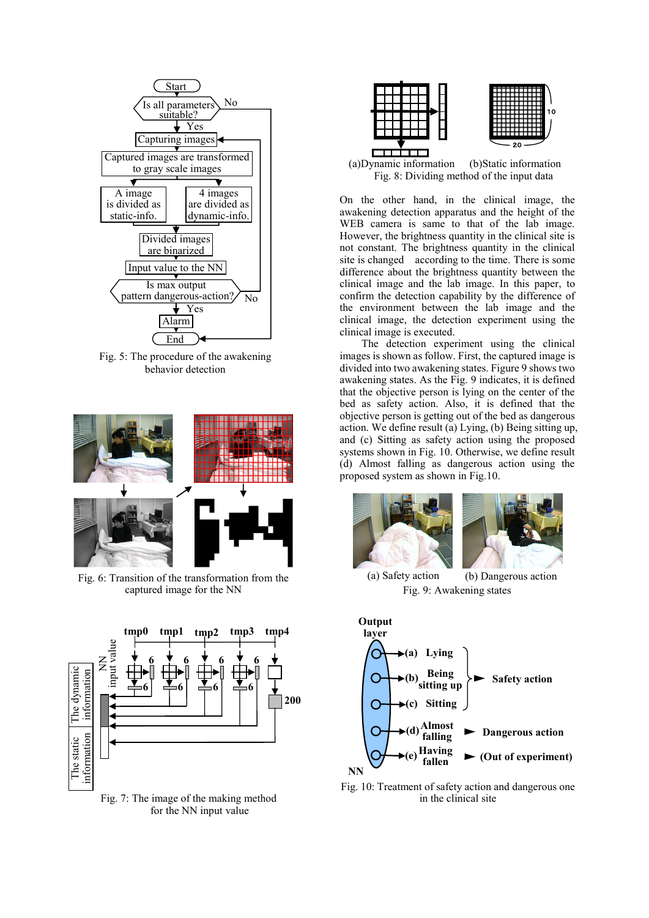Fig. 5: The procedure of the awakening behavior detection

Fig. 6: Transition of the transformation from the captured image for the NN

Fig. 7: The image of the making method for the NN input value

(a)Dynamic information (b)Static information

Fig. 8: Dividing method of the input data

On the other hand, in the clinical image, the awakening detection apparatus and the height of the WEB camera is same to that of the lab image. However, the brightness quantity in the clinical site is not constant. The brightness quantity in the clinical site is changed according to the time. There is some difference about the brightness quantity between the clinical image and the lab image. In this paper, to confirm the detection capability by the difference of the environment between the lab image and the clinical image, the detection experiment using the clinical image is executed.

The detection experiment using the clinical images is shown as follow. First, the captured image is divided into two awakening states. Figure 9 shows two awakening states. As the Fig. 9 indicates, it is defined that the objective person is lying on the center of the bed as safety action. Also, it is defined that the objective person is getting out of the bed as dangerous action. We define result (a) Lying, (b) Being sitting up, and (c) Sitting as safety action using the proposed systems shown in Fig. 10. Otherwise, we define result (d) Almost falling as dangerous action using the proposed system as shown in Fig.10.

(a) Safety action (b) Dangerous action

Fig. 9: Awakening states

Fig. 10: Treatment of safety action and dangerous one in the clinical site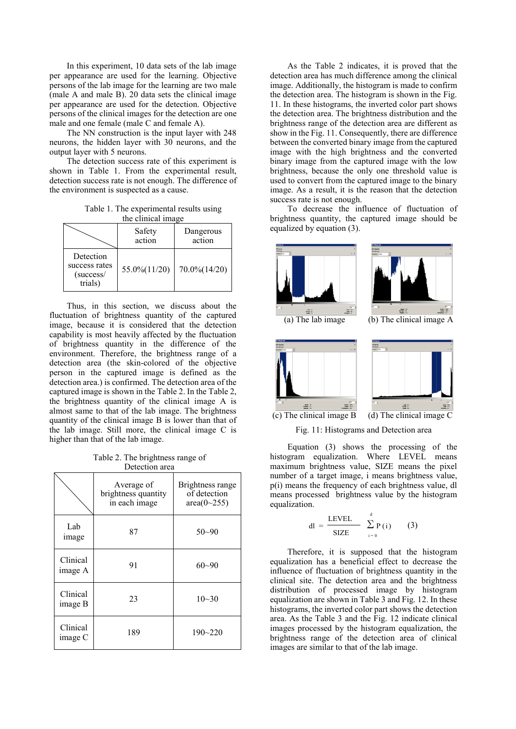In this experiment, 10 data sets of the lab image per appearance are used for the learning. Objective persons of the lab image for the learning are two male (male A and male B). 20 data sets the clinical image per appearance are used for the detection. Objective persons of the clinical images for the detection are one male and one female (male C and female A).

The NN construction is the input layer with 248 neurons, the hidden layer with 30 neurons, and the output layer with 5 neurons.

The detection success rate of this experiment is shown in Table 1. From the experimental result, detection success rate is not enough. The difference of the environment is suspected as a cause.

Table 1. The experimental results using the clinical image

| | Safety action | Dangerous action |
|---|---|---|
| Detection success rates (success/ trials) | 55.0%(11/20) | 70.0%(14/20) |

Thus, in this section, we discuss about the fluctuation of brightness quantity of the captured image, because it is considered that the detection capability is most heavily affected by the fluctuation of brightness quantity in the difference of the environment. Therefore, the brightness range of a detection area (the skin-colored of the objective person in the captured image is defined as the detection area.) is confirmed. The detection area of the captured image is shown in the Table 2. In the Table 2, the brightness quantity of the clinical image A is almost same to that of the lab image. The brightness quantity of the clinical image B is lower than that of the lab image. Still more, the clinical image C is higher than that of the lab image.

Table 2. The brightness range of Detection area

| | Average of brightness quantity in each image | Brightness range of detection area(0~255) |
|---|---|---|
| Lab image | 87 | 50~90 |
| Clinical image A | 91 | 60~90 |
| Clinical image B | 23 | 10~30 |
| Clinical image C | 189 | 190~220 |

As the Table 2 indicates, it is proved that the detection area has much difference among the clinical image. Additionally, the histogram is made to confirm the detection area. The histogram is shown in the Fig. 11. In these histograms, the inverted color part shows the detection area. The brightness distribution and the brightness range of the detection area are different as show in the Fig. 11. Consequently, there are difference between the converted binary image from the captured image with the high brightness and the converted binary image from the captured image with the low brightness, because the only one threshold value is used to convert from the captured image to the binary image. As a result, it is the reason that the detection success rate is not enough.

To decrease the influence of fluctuation of brightness quantity, the captured image should be equalized by equation (3).

(a) The lab image (b) The clinical image A

(c) The clinical image B (d) The clinical image C

Fig. 11: Histograms and Detection area

Equation (3) shows the processing of the histogram equalization. Where LEVEL means maximum brightness value, SIZE means the pixel number of a target image, i means brightness value, p(i) means the frequency of each brightness value, dl means processed brightness value by the histogram equalization.

$$dl = \frac{\text{LEVEL}}{\text{SIZE}} \sum_{i=0}^{d} P(i) \qquad (3)$$

Therefore, it is supposed that the histogram equalization has a beneficial effect to decrease the influence of fluctuation of brightness quantity in the clinical site. The detection area and the brightness distribution of processed image by histogram equalization are shown in Table 3 and Fig. 12. In these histograms, the inverted color part shows the detection area. As the Table 3 and the Fig. 12 indicate clinical images processed by the histogram equalization, the brightness range of the detection area of clinical images are similar to that of the lab image.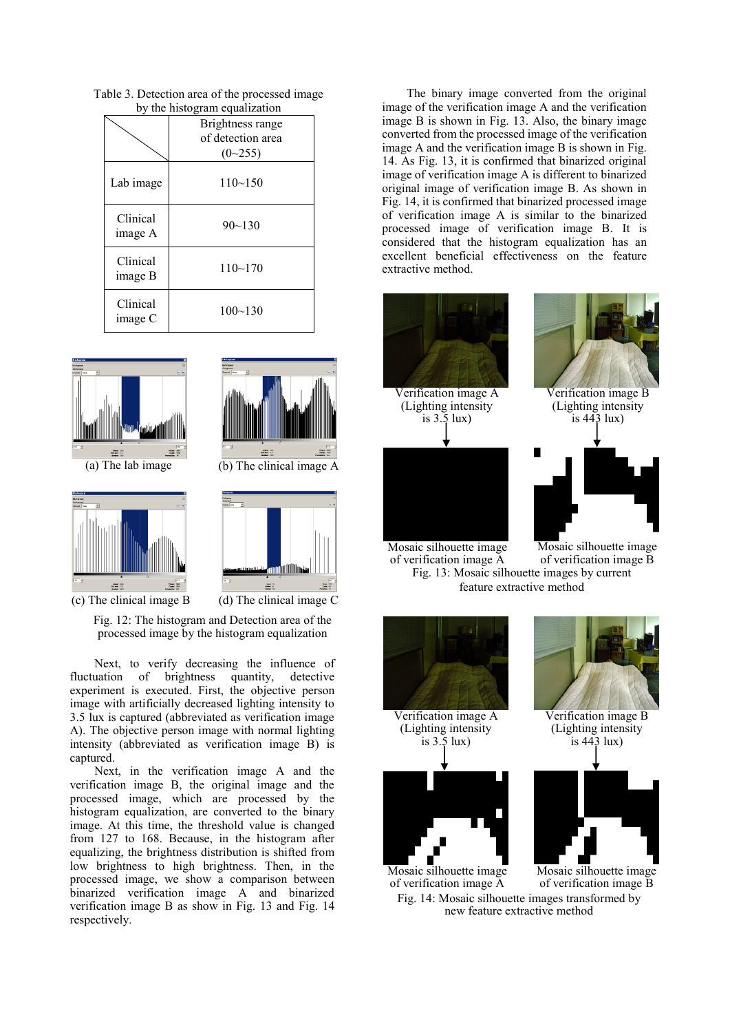Table 3. Detection area of the processed image by the histogram equalization

| | Brightness range of detection area (0~255) |
|---|---|
| Lab image | 110~150 |
| Clinical image A | 90~130 |
| Clinical image B | 110~170 |
| Clinical image C | 100~130 |

(a) The lab image

(b) The clinical image A

(c) The clinical image B

(d) The clinical image C

Fig. 12: The histogram and Detection area of the processed image by the histogram equalization

Next, to verify decreasing the influence of fluctuation of brightness quantity, detective experiment is executed. First, the objective person image with artificially decreased lighting intensity to 3.5 lux is captured (abbreviated as verification image A). The objective person image with normal lighting intensity (abbreviated as verification image B) is captured.

Next, in the verification image A and the verification image B, the original image and the processed image, which are processed by the histogram equalization, are converted to the binary image. At this time, the threshold value is changed from 127 to 168. Because, in the histogram after equalizing, the brightness distribution is shifted from low brightness to high brightness. Then, in the processed image, we show a comparison between binarized verification image A and binarized verification image B as show in Fig. 13 and Fig. 14 respectively.

The binary image converted from the original image of the verification image A and the verification image B is shown in Fig. 13. Also, the binary image converted from the processed image of the verification image A and the verification image B is shown in Fig. 14. As Fig. 13, it is confirmed that binarized original image of verification image A is different to binarized original image of verification image B. As shown in Fig. 14, it is confirmed that binarized processed image of verification image A is similar to the binarized processed image of verification image B. It is considered that the histogram equalization has an excellent beneficial effectiveness on the feature extractive method.

Verification image A (Lighting intensity is 3.5 lux)

Verification image B (Lighting intensity is 443 lux)

Mosaic silhouette image of verification image A

Mosaic silhouette image of verification image B

Fig. 13: Mosaic silhouette images by current feature extractive method

Verification image A (Lighting intensity is 3.5 lux)

Verification image B (Lighting intensity is 443 lux)

Mosaic silhouette image of verification image A

Mosaic silhouette image of verification image B

Fig. 14: Mosaic silhouette images transformed by new feature extractive method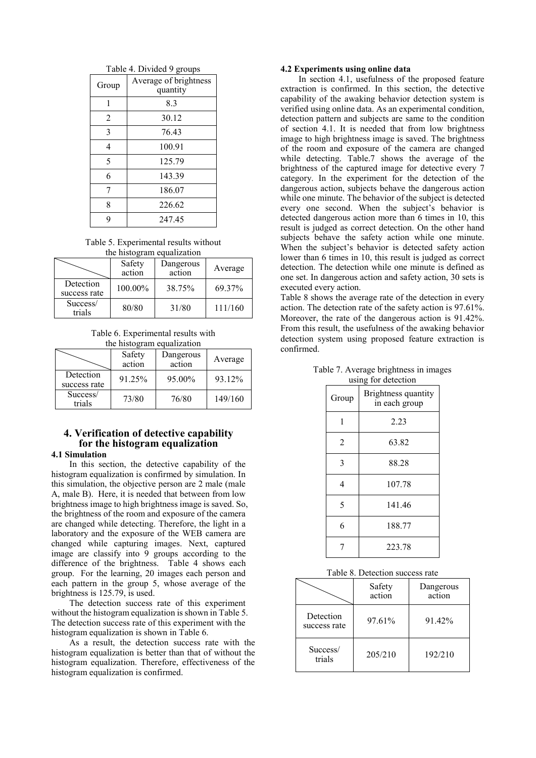Table 4. Divided 9 groups

| Group | Average of brightness quantity |
|---|---|
| 1 | 8.3 |
| 2 | 30.12 |
| 3 | 76.43 |
| 4 | 100.91 |
| 5 | 125.79 |
| 6 | 143.39 |
| 7 | 186.07 |
| 8 | 226.62 |
| 9 | 247.45 |

Table 5. Experimental results without the histogram equalization

| | Safety action | Dangerous action | Average |
|---|---|---|---|
| Detection success rate | 100.00% | 38.75% | 69.37% |
| Success/ trials | 80/80 | 31/80 | 111/160 |

Table 6. Experimental results with the histogram equalization

| | Safety action | Dangerous action | Average |
|---|---|---|---|
| Detection success rate | 91.25% | 95.00% | 93.12% |
| Success/ trials | 73/80 | 76/80 | 149/160 |

## 4. Verification of detective capability for the histogram equalization

### 4.1 Simulation

In this section, the detective capability of the histogram equalization is confirmed by simulation. In this simulation, the objective person are 2 male (male A, male B). Here, it is needed that between from low brightness image to high brightness image is saved. So, the brightness of the room and exposure of the camera are changed while detecting. Therefore, the light in a laboratory and the exposure of the WEB camera are changed while capturing images. Next, captured image are classify into 9 groups according to the difference of the brightness. Table 4 shows each group. For the learning, 20 images each person and each pattern in the group 5, whose average of the brightness is 125.79, is used.

The detection success rate of this experiment without the histogram equalization is shown in Table 5. The detection success rate of this experiment with the histogram equalization is shown in Table 6.

As a result, the detection success rate with the histogram equalization is better than that of without the histogram equalization. Therefore, effectiveness of the histogram equalization is confirmed.

### 4.2 Experiments using online data

In section 4.1, usefulness of the proposed feature extraction is confirmed. In this section, the detective capability of the awaking behavior detection system is verified using online data. As an experimental condition, detection pattern and subjects are same to the condition of section 4.1. It is needed that from low brightness image to high brightness image is saved. The brightness of the room and exposure of the camera are changed while detecting. Table.7 shows the average of the brightness of the captured image for detective every 7 category. In the experiment for the detection of the dangerous action, subjects behave the dangerous action while one minute. The behavior of the subject is detected every one second. When the subject's behavior is detected dangerous action more than 6 times in 10, this result is judged as correct detection. On the other hand subjects behave the safety action while one minute. When the subject's behavior is detected safety action lower than 6 times in 10, this result is judged as correct detection. The detection while one minute is defined as one set. In dangerous action and safety action, 30 sets is executed every action.

Table 8 shows the average rate of the detection in every action. The detection rate of the safety action is 97.61%. Moreover, the rate of the dangerous action is 91.42%. From this result, the usefulness of the awaking behavior detection system using proposed feature extraction is confirmed.

Table 7. Average brightness in images using for detection

| Group | Brightness quantity in each group |
|---|---|
| 1 | 2.23 |
| 2 | 63.82 |
| 3 | 88.28 |
| 4 | 107.78 |
| 5 | 141.46 |
| 6 | 188.77 |
| 7 | 223.78 |

Table 8. Detection success rate

| | Safety action | Dangerous action |
|---|---|---|
| Detection success rate | 97.61% | 91.42% |
| Success/ trials | 205/210 | 192/210 |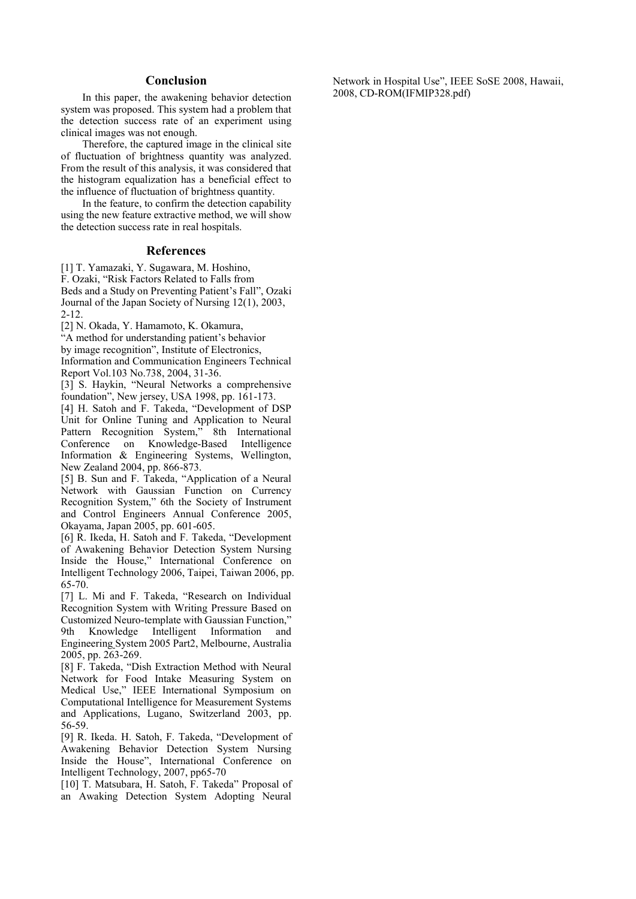## Conclusion

In this paper, the awakening behavior detection system was proposed. This system had a problem that the detection success rate of an experiment using clinical images was not enough.

Therefore, the captured image in the clinical site of fluctuation of brightness quantity was analyzed. From the result of this analysis, it was considered that the histogram equalization has a beneficial effect to the influence of fluctuation of brightness quantity.

In the feature, to confirm the detection capability using the new feature extractive method, we will show the detection success rate in real hospitals.

## References

[1] T. Yamazaki, Y. Sugawara, M. Hoshino, F. Ozaki, "Risk Factors Related to Falls from Beds and a Study on Preventing Patient's Fall", Ozaki Journal of the Japan Society of Nursing 12(1), 2003, 2-12.

[2] N. Okada, Y. Hamamoto, K. Okamura, "A method for understanding patient's behavior by image recognition", Institute of Electronics, Information and Communication Engineers Technical Report Vol.103 No.738, 2004, 31-36.

[3] S. Haykin, "Neural Networks a comprehensive foundation", New jersey, USA 1998, pp. 161-173.

[4] H. Satoh and F. Takeda, "Development of DSP Unit for Online Tuning and Application to Neural Pattern Recognition System," 8th International Conference on Knowledge-Based Intelligence Information & Engineering Systems, Wellington, New Zealand 2004, pp. 866-873.

[5] B. Sun and F. Takeda, "Application of a Neural Network with Gaussian Function on Currency Recognition System," 6th the Society of Instrument and Control Engineers Annual Conference 2005, Okayama, Japan 2005, pp. 601-605.

[6] R. Ikeda, H. Satoh and F. Takeda, "Development of Awakening Behavior Detection System Nursing Inside the House," International Conference on Intelligent Technology 2006, Taipei, Taiwan 2006, pp. 65-70.

[7] L. Mi and F. Takeda, "Research on Individual Recognition System with Writing Pressure Based on Customized Neuro-template with Gaussian Function," 9th Knowledge Intelligent Information and Engineering System 2005 Part2, Melbourne, Australia 2005, pp. 263-269.

[8] F. Takeda, "Dish Extraction Method with Neural Network for Food Intake Measuring System on Medical Use," IEEE International Symposium on Computational Intelligence for Measurement Systems and Applications, Lugano, Switzerland 2003, pp. 56-59.

[9] R. Ikeda. H. Satoh, F. Takeda, "Development of Awakening Behavior Detection System Nursing Inside the House", International Conference on Intelligent Technology, 2007, pp65-70

[10] T. Matsubara, H. Satoh, F. Takeda" Proposal of an Awaking Detection System Adopting Neural Network in Hospital Use", IEEE SoSE 2008, Hawaii, 2008, CD-ROM(IFMIP328.pdf)